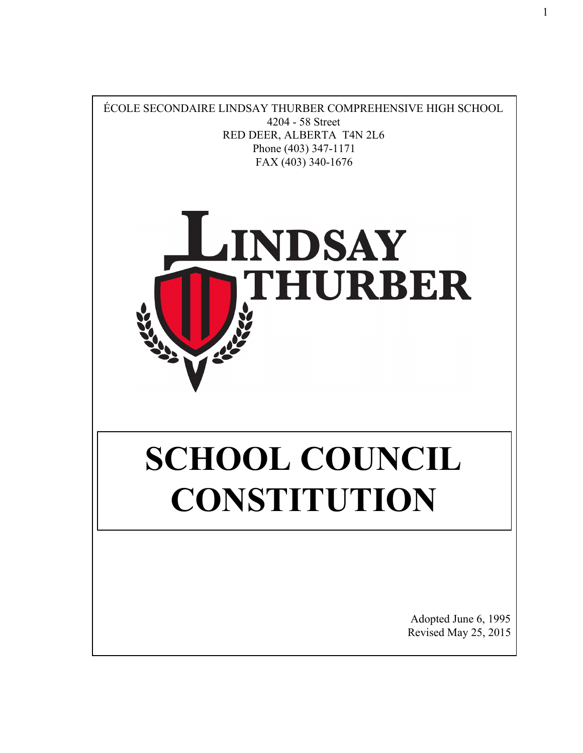ÉCOLE SECONDAIRE LINDSAY THURBER COMPREHENSIVE HIGH SCHOOL
4204 - 58 Street
RED DEER, ALBERTA T4N 2L6
Phone (403) 347-1171
FAX (403) 340-1676

LINDSAY THURBER

# SCHOOL COUNCIL CONSTITUTION

Adopted June 6, 1995
Revised May 25, 2015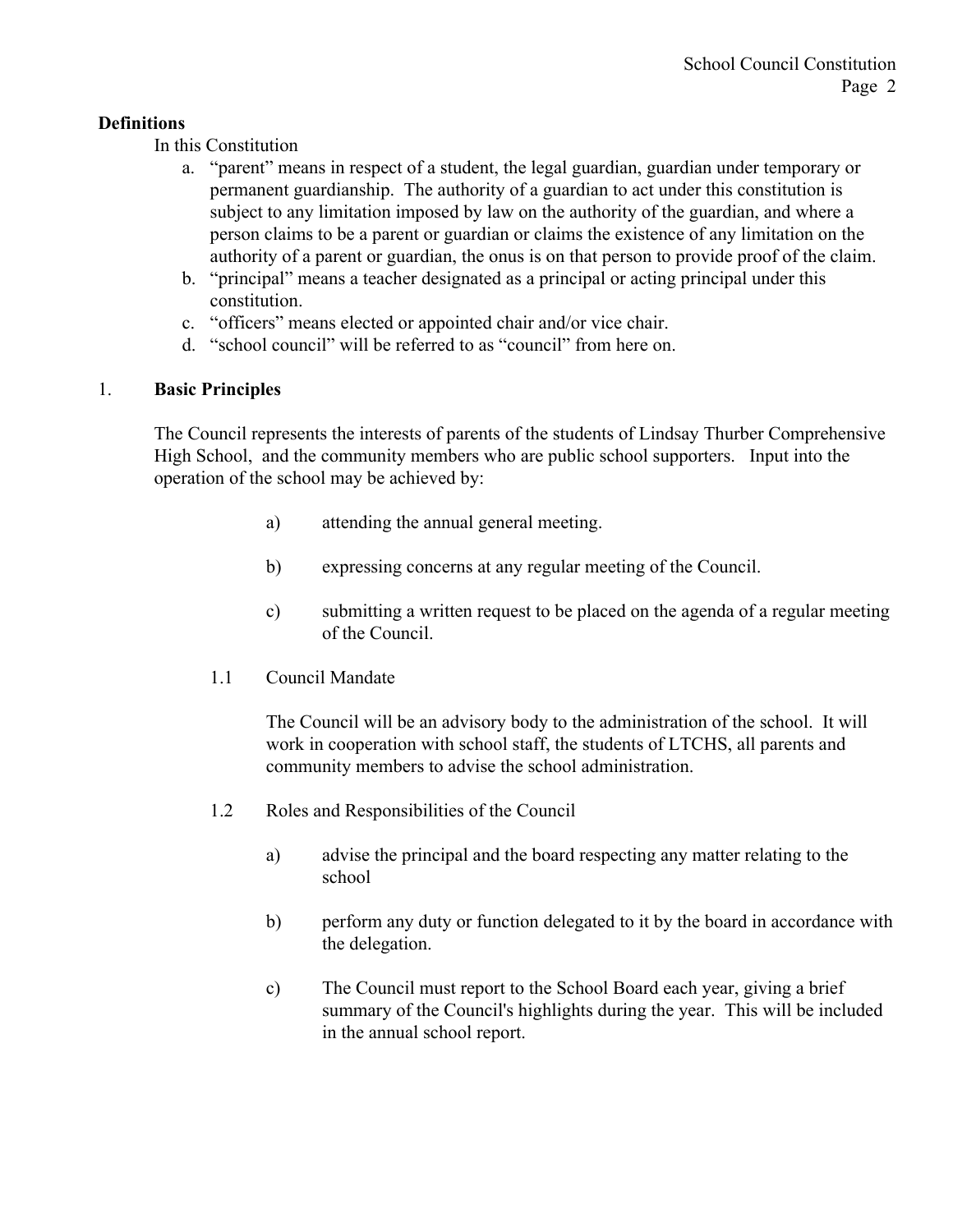**Definitions**

In this Constitution

a. “parent” means in respect of a student, the legal guardian, guardian under temporary or permanent guardianship. The authority of a guardian to act under this constitution is subject to any limitation imposed by law on the authority of the guardian, and where a person claims to be a parent or guardian or claims the existence of any limitation on the authority of a parent or guardian, the onus is on that person to provide proof of the claim.
b. “principal” means a teacher designated as a principal or acting principal under this constitution.
c. “officers” means elected or appointed chair and/or vice chair.
d. “school council” will be referred to as “council” from here on.

## 1. Basic Principles

The Council represents the interests of parents of the students of Lindsay Thurber Comprehensive High School, and the community members who are public school supporters. Input into the operation of the school may be achieved by:

a) attending the annual general meeting.

b) expressing concerns at any regular meeting of the Council.

c) submitting a written request to be placed on the agenda of a regular meeting of the Council.

### 1.1 Council Mandate

The Council will be an advisory body to the administration of the school. It will work in cooperation with school staff, the students of LTCHS, all parents and community members to advise the school administration.

### 1.2 Roles and Responsibilities of the Council

a) advise the principal and the board respecting any matter relating to the school

b) perform any duty or function delegated to it by the board in accordance with the delegation.

c) The Council must report to the School Board each year, giving a brief summary of the Council's highlights during the year. This will be included in the annual school report.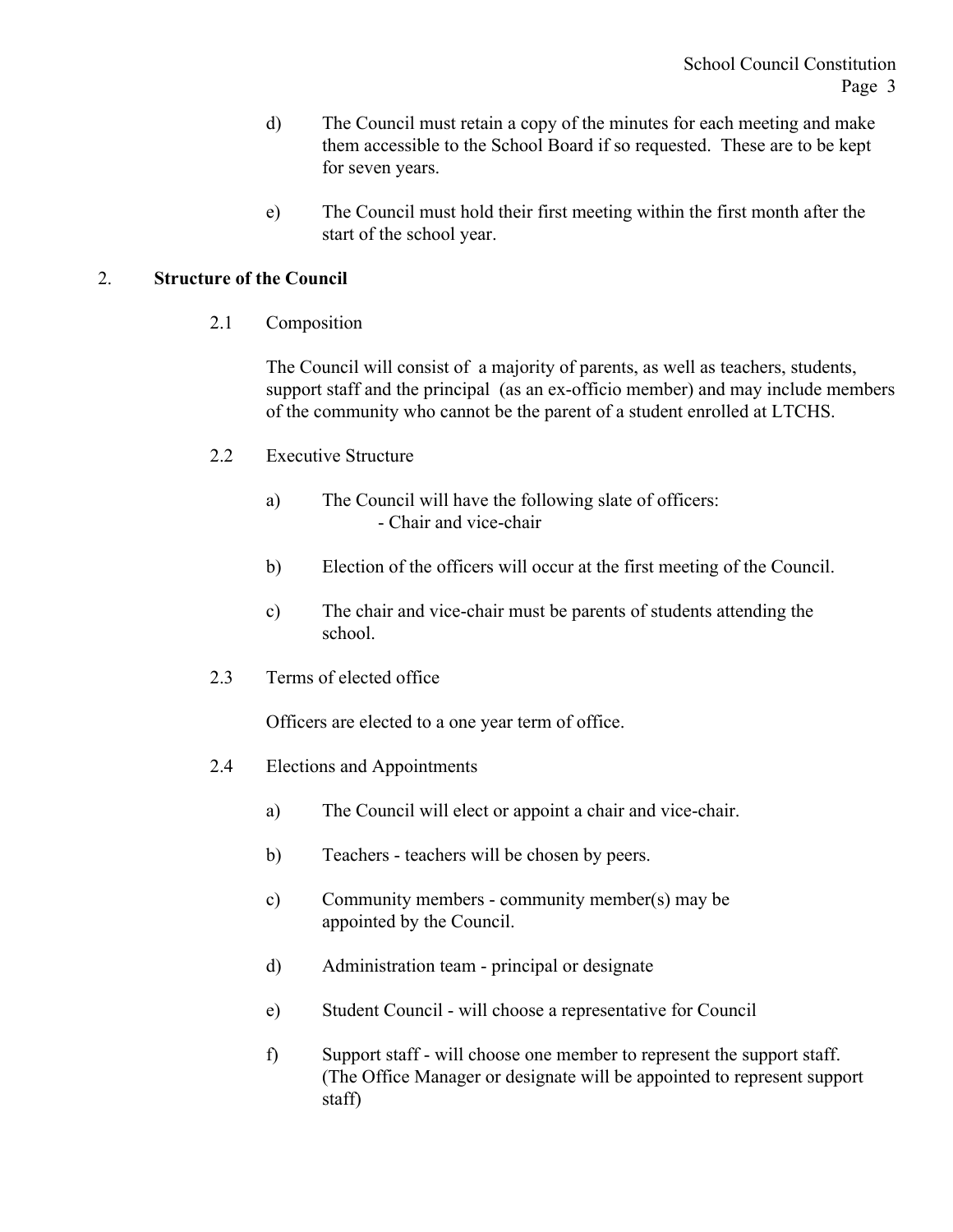d) The Council must retain a copy of the minutes for each meeting and make them accessible to the School Board if so requested. These are to be kept for seven years.

e) The Council must hold their first meeting within the first month after the start of the school year.

## 2. Structure of the Council

### 2.1 Composition

The Council will consist of a majority of parents, as well as teachers, students, support staff and the principal (as an ex-officio member) and may include members of the community who cannot be the parent of a student enrolled at LTCHS.

### 2.2 Executive Structure

a) The Council will have the following slate of officers:
   - Chair and vice-chair

b) Election of the officers will occur at the first meeting of the Council.

c) The chair and vice-chair must be parents of students attending the school.

### 2.3 Terms of elected office

Officers are elected to a one year term of office.

### 2.4 Elections and Appointments

a) The Council will elect or appoint a chair and vice-chair.

b) Teachers - teachers will be chosen by peers.

c) Community members - community member(s) may be appointed by the Council.

d) Administration team - principal or designate

e) Student Council - will choose a representative for Council

f) Support staff - will choose one member to represent the support staff. (The Office Manager or designate will be appointed to represent support staff)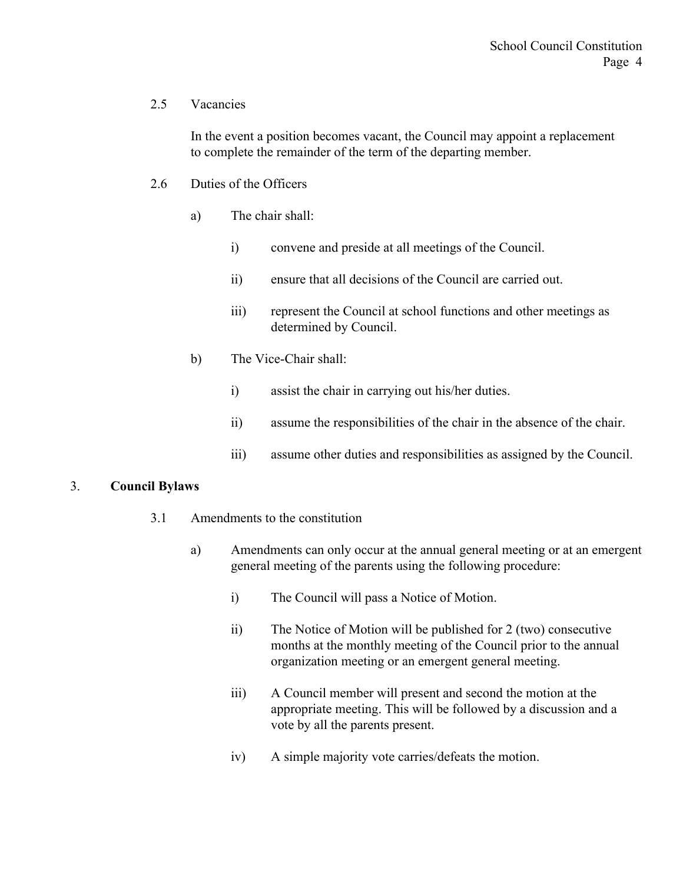2.5 Vacancies

In the event a position becomes vacant, the Council may appoint a replacement to complete the remainder of the term of the departing member.

2.6 Duties of the Officers

a) The chair shall:

i) convene and preside at all meetings of the Council.

ii) ensure that all decisions of the Council are carried out.

iii) represent the Council at school functions and other meetings as determined by Council.

b) The Vice-Chair shall:

i) assist the chair in carrying out his/her duties.

ii) assume the responsibilities of the chair in the absence of the chair.

iii) assume other duties and responsibilities as assigned by the Council.

## 3. **Council Bylaws**

3.1 Amendments to the constitution

a) Amendments can only occur at the annual general meeting or at an emergent general meeting of the parents using the following procedure:

i) The Council will pass a Notice of Motion.

ii) The Notice of Motion will be published for 2 (two) consecutive months at the monthly meeting of the Council prior to the annual organization meeting or an emergent general meeting.

iii) A Council member will present and second the motion at the appropriate meeting. This will be followed by a discussion and a vote by all the parents present.

iv) A simple majority vote carries/defeats the motion.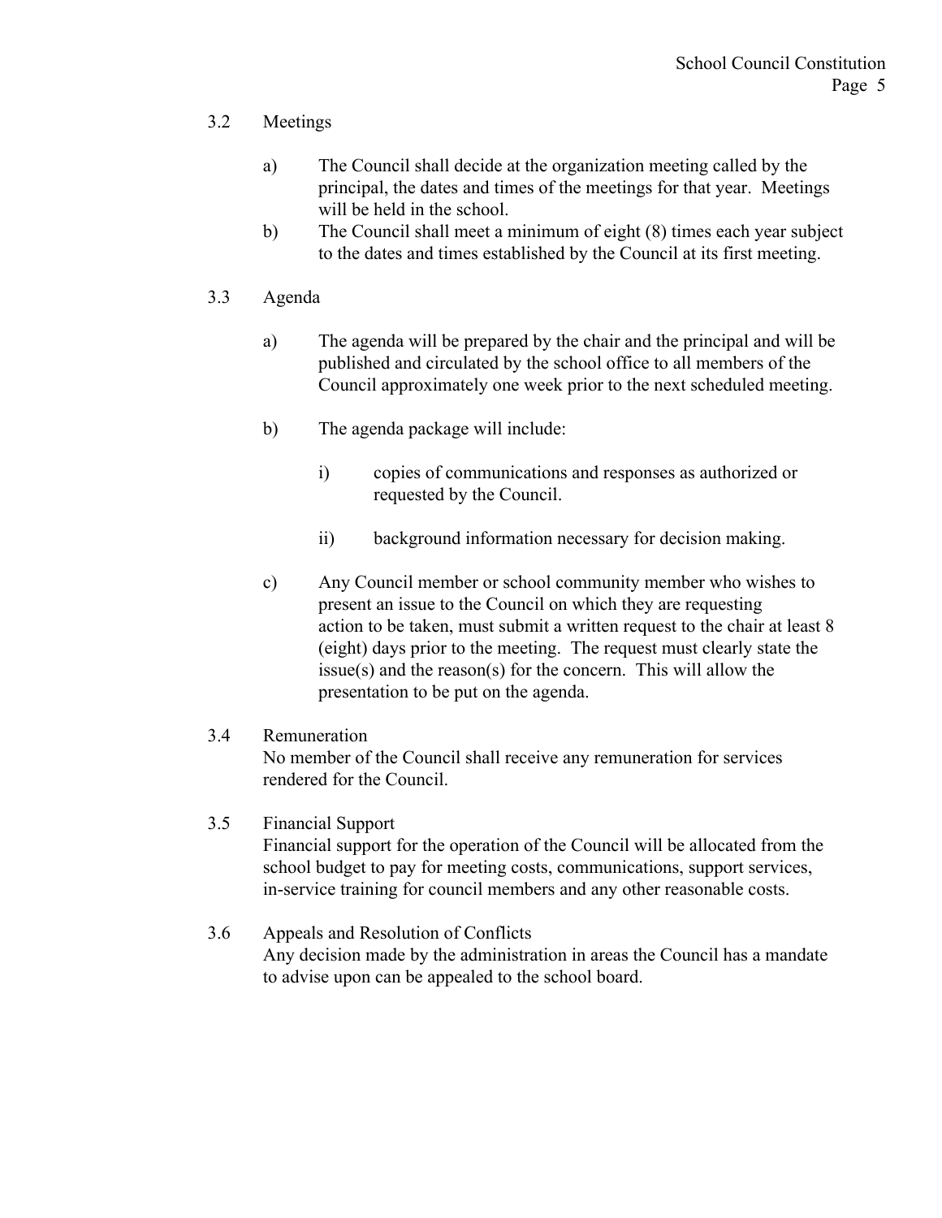### 3.2 Meetings

a) The Council shall decide at the organization meeting called by the principal, the dates and times of the meetings for that year. Meetings will be held in the school.

b) The Council shall meet a minimum of eight (8) times each year subject to the dates and times established by the Council at its first meeting.

### 3.3 Agenda

a) The agenda will be prepared by the chair and the principal and will be published and circulated by the school office to all members of the Council approximately one week prior to the next scheduled meeting.

b) The agenda package will include:

   i) copies of communications and responses as authorized or requested by the Council.

   ii) background information necessary for decision making.

c) Any Council member or school community member who wishes to present an issue to the Council on which they are requesting action to be taken, must submit a written request to the chair at least 8 (eight) days prior to the meeting. The request must clearly state the issue(s) and the reason(s) for the concern. This will allow the presentation to be put on the agenda.

### 3.4 Remuneration

No member of the Council shall receive any remuneration for services rendered for the Council.

### 3.5 Financial Support

Financial support for the operation of the Council will be allocated from the school budget to pay for meeting costs, communications, support services, in-service training for council members and any other reasonable costs.

### 3.6 Appeals and Resolution of Conflicts

Any decision made by the administration in areas the Council has a mandate to advise upon can be appealed to the school board.